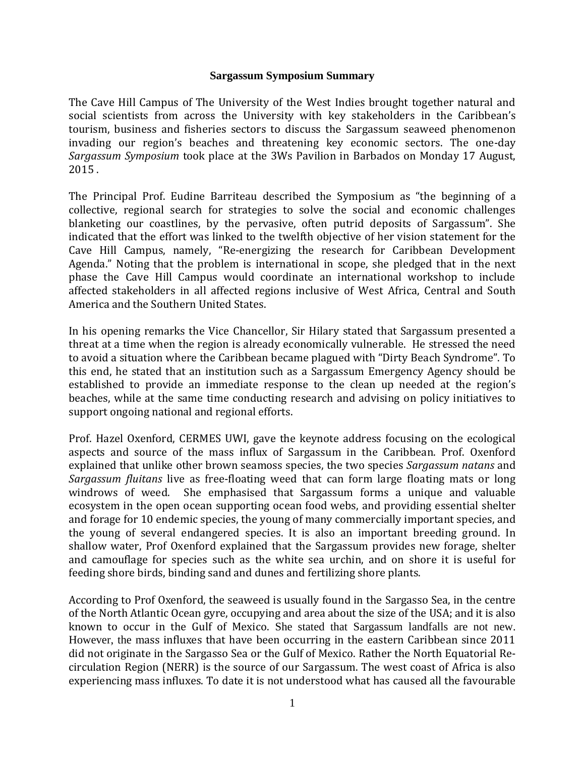**Sargassum Symposium Summary**

The Cave Hill Campus of The University of the West Indies brought together natural and social scientists from across the University with key stakeholders in the Caribbean's tourism, business and fisheries sectors to discuss the Sargassum seaweed phenomenon invading our region's beaches and threatening key economic sectors. The one-day *Sargassum Symposium* took place at the 3Ws Pavilion in Barbados on Monday 17 August, 2015 .

The Principal Prof. Eudine Barriteau described the Symposium as "the beginning of a collective, regional search for strategies to solve the social and economic challenges blanketing our coastlines, by the pervasive, often putrid deposits of Sargassum". She indicated that the effort was linked to the twelfth objective of her vision statement for the Cave Hill Campus, namely, "Re-energizing the research for Caribbean Development Agenda." Noting that the problem is international in scope, she pledged that in the next phase the Cave Hill Campus would coordinate an international workshop to include affected stakeholders in all affected regions inclusive of West Africa, Central and South America and the Southern United States.

In his opening remarks the Vice Chancellor, Sir Hilary stated that Sargassum presented a threat at a time when the region is already economically vulnerable. He stressed the need to avoid a situation where the Caribbean became plagued with "Dirty Beach Syndrome". To this end, he stated that an institution such as a Sargassum Emergency Agency should be established to provide an immediate response to the clean up needed at the region's beaches, while at the same time conducting research and advising on policy initiatives to support ongoing national and regional efforts.

Prof. Hazel Oxenford, CERMES UWI, gave the keynote address focusing on the ecological aspects and source of the mass influx of Sargassum in the Caribbean. Prof. Oxenford explained that unlike other brown seamoss species, the two species *Sargassum natans* and *Sargassum fluitans* live as free-floating weed that can form large floating mats or long windrows of weed. She emphasised that Sargassum forms a unique and valuable ecosystem in the open ocean supporting ocean food webs, and providing essential shelter and forage for 10 endemic species, the young of many commercially important species, and the young of several endangered species. It is also an important breeding ground. In shallow water, Prof Oxenford explained that the Sargassum provides new forage, shelter and camouflage for species such as the white sea urchin, and on shore it is useful for feeding shore birds, binding sand and dunes and fertilizing shore plants.

According to Prof Oxenford, the seaweed is usually found in the Sargasso Sea, in the centre of the North Atlantic Ocean gyre, occupying and area about the size of the USA; and it is also known to occur in the Gulf of Mexico. She stated that Sargassum landfalls are not new. However, the mass influxes that have been occurring in the eastern Caribbean since 2011 did not originate in the Sargasso Sea or the Gulf of Mexico. Rather the North Equatorial Re-circulation Region (NERR) is the source of our Sargassum. The west coast of Africa is also experiencing mass influxes. To date it is not understood what has caused all the favourable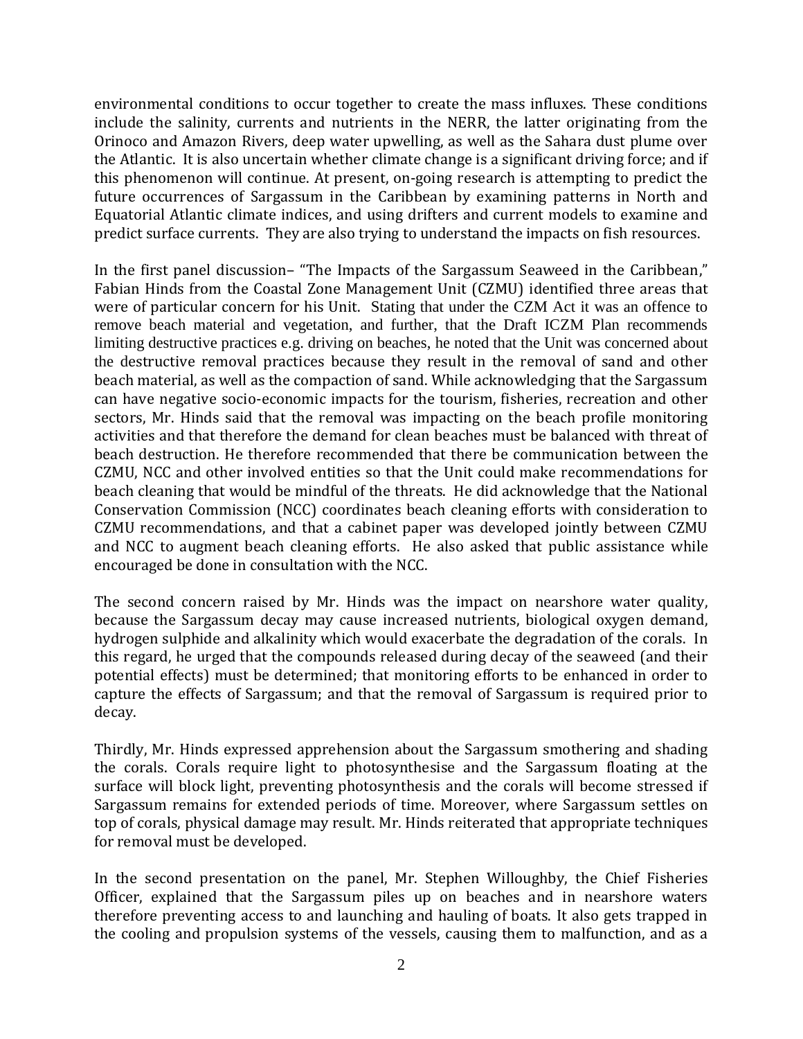environmental conditions to occur together to create the mass influxes. These conditions include the salinity, currents and nutrients in the NERR, the latter originating from the Orinoco and Amazon Rivers, deep water upwelling, as well as the Sahara dust plume over the Atlantic. It is also uncertain whether climate change is a significant driving force; and if this phenomenon will continue. At present, on-going research is attempting to predict the future occurrences of Sargassum in the Caribbean by examining patterns in North and Equatorial Atlantic climate indices, and using drifters and current models to examine and predict surface currents. They are also trying to understand the impacts on fish resources.

In the first panel discussion– "The Impacts of the Sargassum Seaweed in the Caribbean," Fabian Hinds from the Coastal Zone Management Unit (CZMU) identified three areas that were of particular concern for his Unit. Stating that under the CZM Act it was an offence to remove beach material and vegetation, and further, that the Draft ICZM Plan recommends limiting destructive practices e.g. driving on beaches, he noted that the Unit was concerned about the destructive removal practices because they result in the removal of sand and other beach material, as well as the compaction of sand. While acknowledging that the Sargassum can have negative socio-economic impacts for the tourism, fisheries, recreation and other sectors, Mr. Hinds said that the removal was impacting on the beach profile monitoring activities and that therefore the demand for clean beaches must be balanced with threat of beach destruction. He therefore recommended that there be communication between the CZMU, NCC and other involved entities so that the Unit could make recommendations for beach cleaning that would be mindful of the threats. He did acknowledge that the National Conservation Commission (NCC) coordinates beach cleaning efforts with consideration to CZMU recommendations, and that a cabinet paper was developed jointly between CZMU and NCC to augment beach cleaning efforts. He also asked that public assistance while encouraged be done in consultation with the NCC.

The second concern raised by Mr. Hinds was the impact on nearshore water quality, because the Sargassum decay may cause increased nutrients, biological oxygen demand, hydrogen sulphide and alkalinity which would exacerbate the degradation of the corals. In this regard, he urged that the compounds released during decay of the seaweed (and their potential effects) must be determined; that monitoring efforts to be enhanced in order to capture the effects of Sargassum; and that the removal of Sargassum is required prior to decay.

Thirdly, Mr. Hinds expressed apprehension about the Sargassum smothering and shading the corals. Corals require light to photosynthesise and the Sargassum floating at the surface will block light, preventing photosynthesis and the corals will become stressed if Sargassum remains for extended periods of time. Moreover, where Sargassum settles on top of corals, physical damage may result. Mr. Hinds reiterated that appropriate techniques for removal must be developed.

In the second presentation on the panel, Mr. Stephen Willoughby, the Chief Fisheries Officer, explained that the Sargassum piles up on beaches and in nearshore waters therefore preventing access to and launching and hauling of boats. It also gets trapped in the cooling and propulsion systems of the vessels, causing them to malfunction, and as a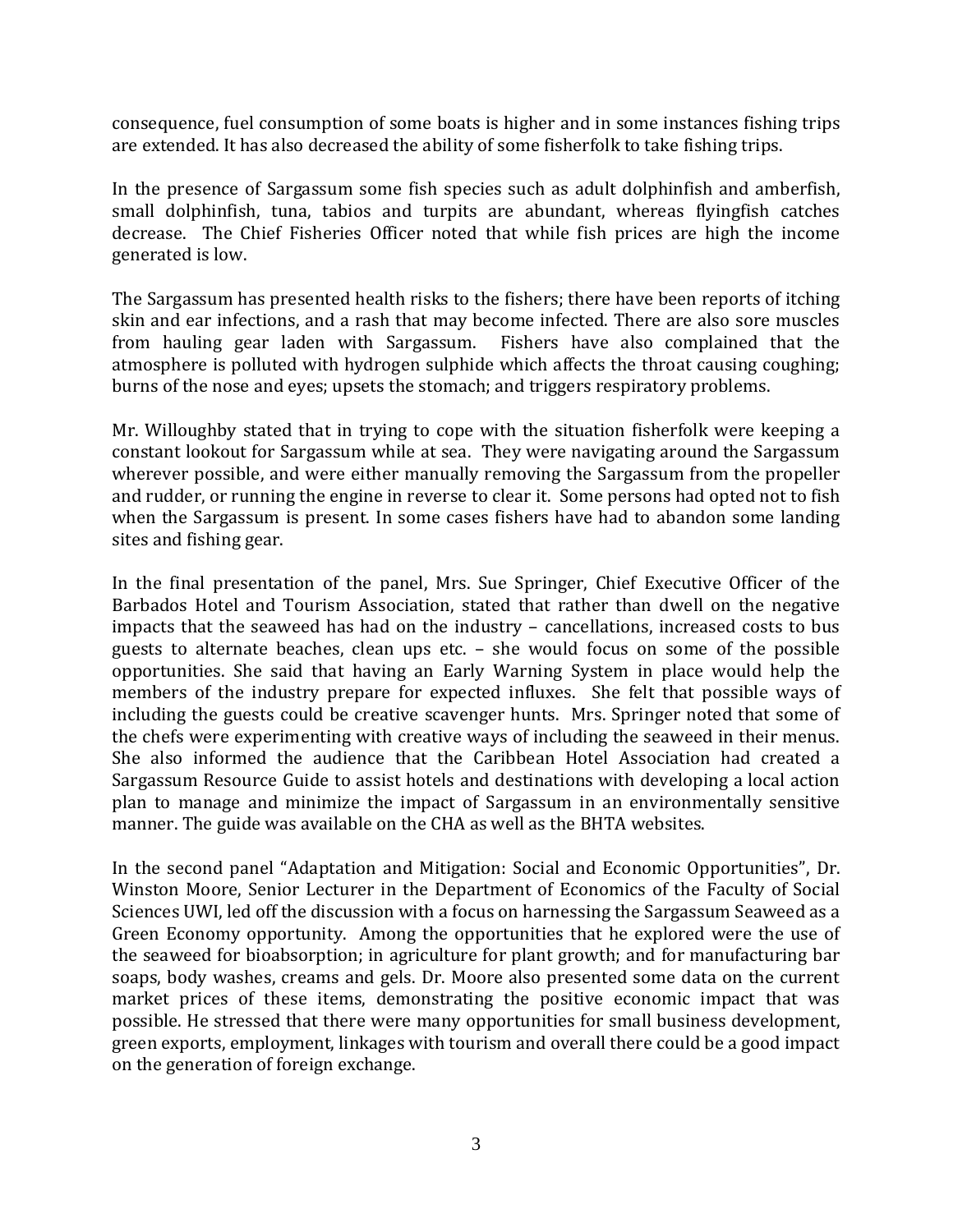consequence, fuel consumption of some boats is higher and in some instances fishing trips are extended. It has also decreased the ability of some fisherfolk to take fishing trips.

In the presence of Sargassum some fish species such as adult dolphinfish and amberfish, small dolphinfish, tuna, tabios and turpits are abundant, whereas flyingfish catches decrease. The Chief Fisheries Officer noted that while fish prices are high the income generated is low.

The Sargassum has presented health risks to the fishers; there have been reports of itching skin and ear infections, and a rash that may become infected. There are also sore muscles from hauling gear laden with Sargassum. Fishers have also complained that the atmosphere is polluted with hydrogen sulphide which affects the throat causing coughing; burns of the nose and eyes; upsets the stomach; and triggers respiratory problems.

Mr. Willoughby stated that in trying to cope with the situation fisherfolk were keeping a constant lookout for Sargassum while at sea. They were navigating around the Sargassum wherever possible, and were either manually removing the Sargassum from the propeller and rudder, or running the engine in reverse to clear it. Some persons had opted not to fish when the Sargassum is present. In some cases fishers have had to abandon some landing sites and fishing gear.

In the final presentation of the panel, Mrs. Sue Springer, Chief Executive Officer of the Barbados Hotel and Tourism Association, stated that rather than dwell on the negative impacts that the seaweed has had on the industry – cancellations, increased costs to bus guests to alternate beaches, clean ups etc. – she would focus on some of the possible opportunities. She said that having an Early Warning System in place would help the members of the industry prepare for expected influxes. She felt that possible ways of including the guests could be creative scavenger hunts. Mrs. Springer noted that some of the chefs were experimenting with creative ways of including the seaweed in their menus. She also informed the audience that the Caribbean Hotel Association had created a Sargassum Resource Guide to assist hotels and destinations with developing a local action plan to manage and minimize the impact of Sargassum in an environmentally sensitive manner. The guide was available on the CHA as well as the BHTA websites.

In the second panel "Adaptation and Mitigation: Social and Economic Opportunities", Dr. Winston Moore, Senior Lecturer in the Department of Economics of the Faculty of Social Sciences UWI, led off the discussion with a focus on harnessing the Sargassum Seaweed as a Green Economy opportunity. Among the opportunities that he explored were the use of the seaweed for bioabsorption; in agriculture for plant growth; and for manufacturing bar soaps, body washes, creams and gels. Dr. Moore also presented some data on the current market prices of these items, demonstrating the positive economic impact that was possible. He stressed that there were many opportunities for small business development, green exports, employment, linkages with tourism and overall there could be a good impact on the generation of foreign exchange.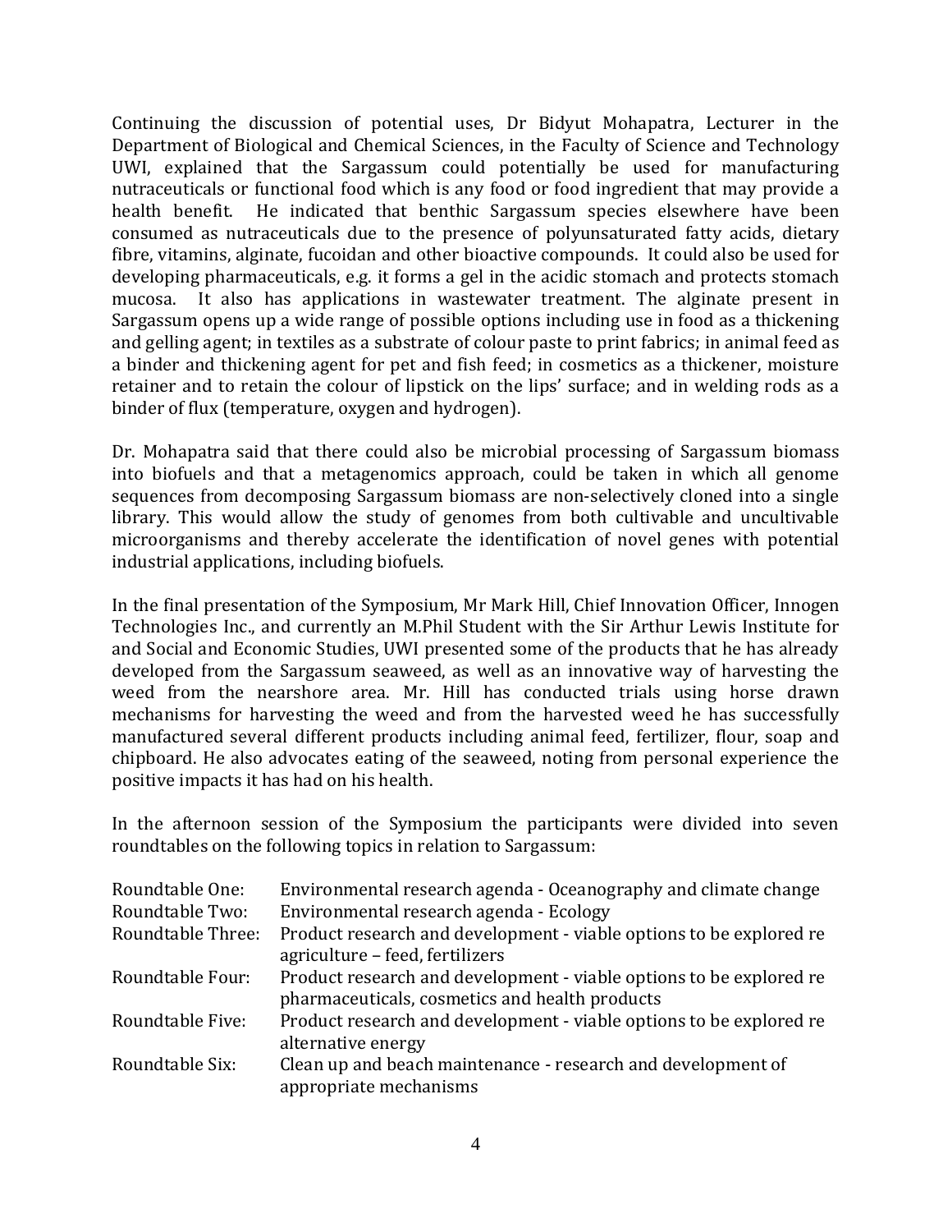Continuing the discussion of potential uses, Dr Bidyut Mohapatra, Lecturer in the Department of Biological and Chemical Sciences, in the Faculty of Science and Technology UWI, explained that the Sargassum could potentially be used for manufacturing nutraceuticals or functional food which is any food or food ingredient that may provide a health benefit. He indicated that benthic Sargassum species elsewhere have been consumed as nutraceuticals due to the presence of polyunsaturated fatty acids, dietary fibre, vitamins, alginate, fucoidan and other bioactive compounds. It could also be used for developing pharmaceuticals, e.g. it forms a gel in the acidic stomach and protects stomach mucosa. It also has applications in wastewater treatment. The alginate present in Sargassum opens up a wide range of possible options including use in food as a thickening and gelling agent; in textiles as a substrate of colour paste to print fabrics; in animal feed as a binder and thickening agent for pet and fish feed; in cosmetics as a thickener, moisture retainer and to retain the colour of lipstick on the lips' surface; and in welding rods as a binder of flux (temperature, oxygen and hydrogen).

Dr. Mohapatra said that there could also be microbial processing of Sargassum biomass into biofuels and that a metagenomics approach, could be taken in which all genome sequences from decomposing Sargassum biomass are non-selectively cloned into a single library. This would allow the study of genomes from both cultivable and uncultivable microorganisms and thereby accelerate the identification of novel genes with potential industrial applications, including biofuels.

In the final presentation of the Symposium, Mr Mark Hill, Chief Innovation Officer, Innogen Technologies Inc., and currently an M.Phil Student with the Sir Arthur Lewis Institute for and Social and Economic Studies, UWI presented some of the products that he has already developed from the Sargassum seaweed, as well as an innovative way of harvesting the weed from the nearshore area. Mr. Hill has conducted trials using horse drawn mechanisms for harvesting the weed and from the harvested weed he has successfully manufactured several different products including animal feed, fertilizer, flour, soap and chipboard. He also advocates eating of the seaweed, noting from personal experience the positive impacts it has had on his health.

In the afternoon session of the Symposium the participants were divided into seven roundtables on the following topics in relation to Sargassum:

| | |
|---|---|
| Roundtable One: | Environmental research agenda - Oceanography and climate change |
| Roundtable Two: | Environmental research agenda - Ecology |
| Roundtable Three: | Product research and development - viable options to be explored re agriculture – feed, fertilizers |
| Roundtable Four: | Product research and development - viable options to be explored re pharmaceuticals, cosmetics and health products |
| Roundtable Five: | Product research and development - viable options to be explored re alternative energy |
| Roundtable Six: | Clean up and beach maintenance - research and development of appropriate mechanisms |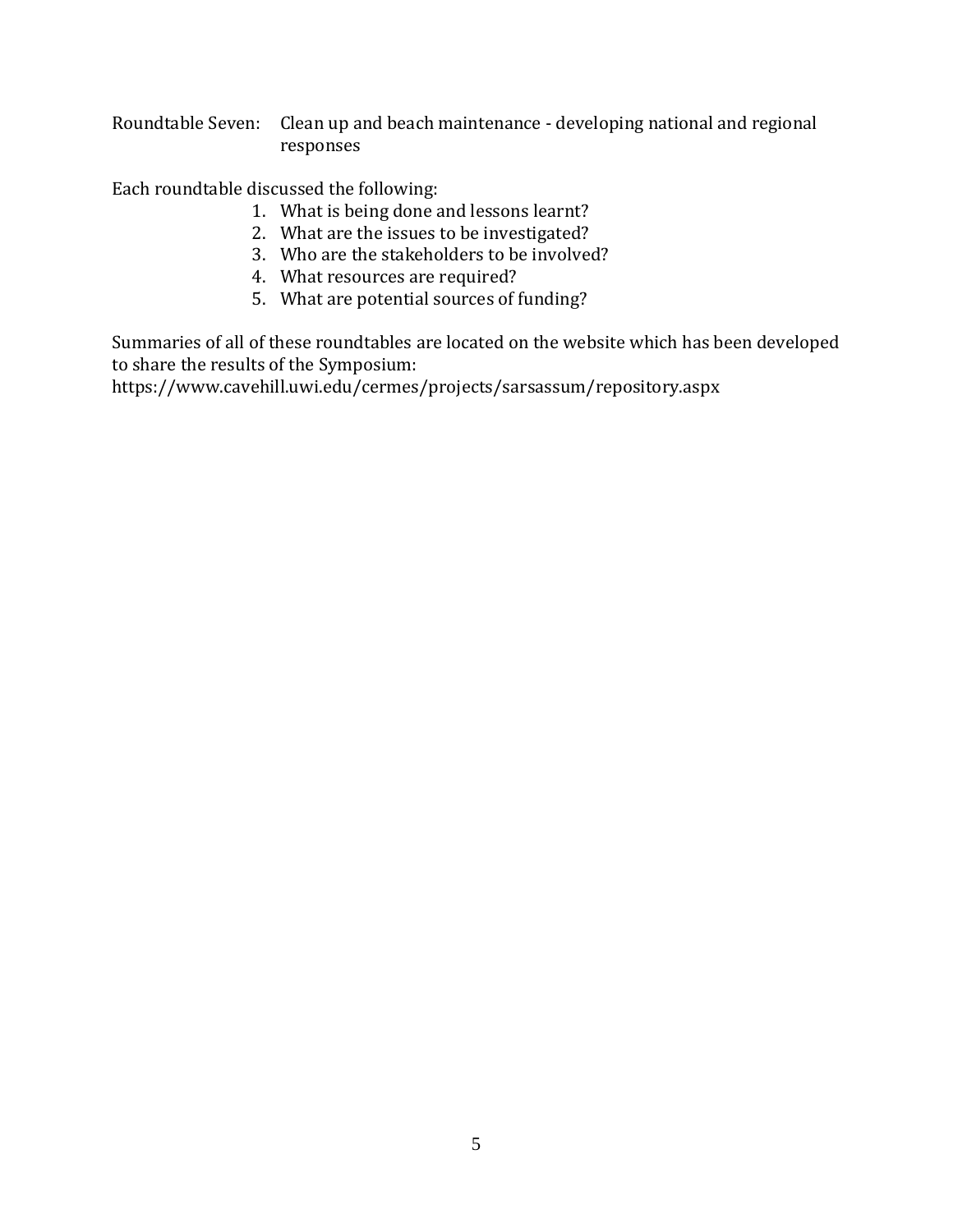Roundtable Seven: Clean up and beach maintenance - developing national and regional responses

Each roundtable discussed the following:

1. What is being done and lessons learnt?
2. What are the issues to be investigated?
3. Who are the stakeholders to be involved?
4. What resources are required?
5. What are potential sources of funding?

Summaries of all of these roundtables are located on the website which has been developed to share the results of the Symposium:
https://www.cavehill.uwi.edu/cermes/projects/sarsassum/repository.aspx